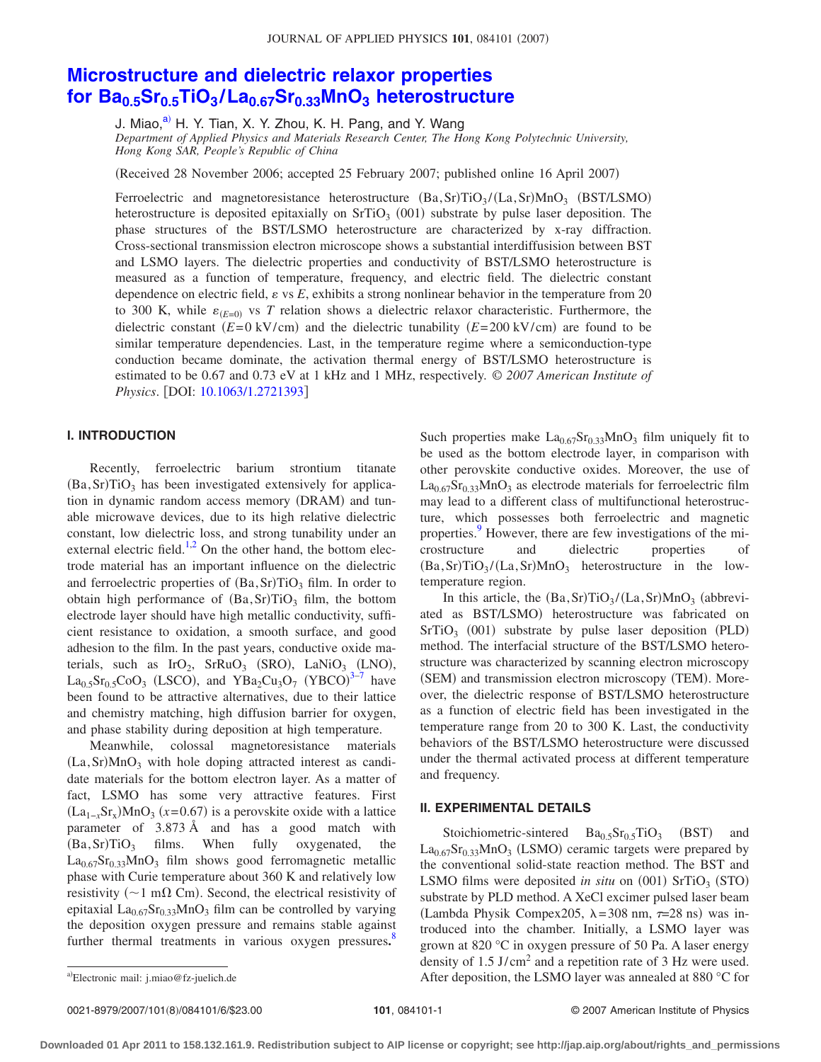# Microstructure and dielectric relaxor properties for $Ba_{0.5}Sr_{0.5}TiO_3/La_{0.67}Sr_{0.33}MnO_3$ heterostructure

J. Miao,[a] H. Y. Tian, X. Y. Zhou, K. H. Pang, and Y. Wang

*Department of Applied Physics and Materials Research Center, The Hong Kong Polytechnic University, Hong Kong SAR, People's Republic of China*

(Received 28 November 2006; accepted 25 February 2007; published online 16 April 2007)

Ferroelectric and magnetoresistance heterostructure $(Ba,Sr)TiO_3/(La,Sr)MnO_3$ (BST/LSMO) heterostructure is deposited epitaxially on $SrTiO_3$ (001) substrate by pulse laser deposition. The phase structures of the BST/LSMO heterostructure are characterized by x-ray diffraction. Cross-sectional transmission electron microscope shows a substantial interdiffusion between BST and LSMO layers. The dielectric properties and conductivity of BST/LSMO heterostructure is measured as a function of temperature, frequency, and electric field. The dielectric constant dependence on electric field, $\varepsilon$ vs $E$, exhibits a strong nonlinear behavior in the temperature from 20 to 300 K, while $\varepsilon_{(E=0)}$ vs $T$ relation shows a dielectric relaxor characteristic. Furthermore, the dielectric constant ($E=0$ kV/cm) and the dielectric tunability ($E=200$ kV/cm) are found to be similar temperature dependencies. Last, in the temperature regime where a semiconduction-type conduction became dominate, the activation thermal energy of BST/LSMO heterostructure is estimated to be 0.67 and 0.73 eV at 1 kHz and 1 MHz, respectively. *© 2007 American Institute of Physics*. [DOI: 10.1063/1.2721393]

## I. INTRODUCTION

Recently, ferroelectric barium strontium titanate $(Ba,Sr)TiO_3$ has been investigated extensively for application in dynamic random access memory (DRAM) and tunable microwave devices, due to its high relative dielectric constant, low dielectric loss, and strong tunability under an external electric field.[1,2] On the other hand, the bottom electrode material has an important influence on the dielectric and ferroelectric properties of $(Ba,Sr)TiO_3$ film. In order to obtain high performance of $(Ba,Sr)TiO_3$ film, the bottom electrode layer should have high metallic conductivity, sufficient resistance to oxidation, a smooth surface, and good adhesion to the film. In the past years, conductive oxide materials, such as $IrO_2$, $SrRuO_3$ (SRO), $LaNiO_3$ (LNO), $La_{0.5}Sr_{0.5}CoO_3$ (LSCO), and $YBa_2Cu_3O_7$ (YBCO)[3–7] have been found to be attractive alternatives, due to their lattice and chemistry matching, high diffusion barrier for oxygen, and phase stability during deposition at high temperature.

Meanwhile, colossal magnetoresistance materials $(La,Sr)MnO_3$ with hole doping attracted interest as candidate materials for the bottom electron layer. As a matter of fact, LSMO has some very attractive features. First $(La_{1-x}Sr_x)MnO_3$ ($x=0.67$) is a perovskite oxide with a lattice parameter of 3.873 Å and has a good match with $(Ba,Sr)TiO_3$ films. When fully oxygenated, the $La_{0.67}Sr_{0.33}MnO_3$ film shows good ferromagnetic metallic phase with Curie temperature about 360 K and relatively low resistivity (~1 mΩ Cm). Second, the electrical resistivity of epitaxial $La_{0.67}Sr_{0.33}MnO_3$ film can be controlled by varying the deposition oxygen pressure and remains stable against further thermal treatments in various oxygen pressures.[8] Such properties make $La_{0.67}Sr_{0.33}MnO_3$ film uniquely fit to be used as the bottom electrode layer, in comparison with other perovskite conductive oxides. Moreover, the use of $La_{0.67}Sr_{0.33}MnO_3$ as electrode materials for ferroelectric film may lead to a different class of multifunctional heterostructure, which possesses both ferroelectric and magnetic properties.[9] However, there are few investigations of the microstructure and dielectric properties of $(Ba,Sr)TiO_3/(La,Sr)MnO_3$ heterostructure in the low-temperature region.

In this article, the $(Ba,Sr)TiO_3/(La,Sr)MnO_3$ (abbreviated as BST/LSMO) heterostructure was fabricated on $SrTiO_3$ (001) substrate by pulse laser deposition (PLD) method. The interfacial structure of the BST/LSMO heterostructure was characterized by scanning electron microscopy (SEM) and transmission electron microscopy (TEM). Moreover, the dielectric response of BST/LSMO heterostructure as a function of electric field has been investigated in the temperature range from 20 to 300 K. Last, the conductivity behaviors of the BST/LSMO heterostructure were discussed under the thermal activated process at different temperature and frequency.

## II. EXPERIMENTAL DETAILS

Stoichiometric-sintered $Ba_{0.5}Sr_{0.5}TiO_3$ (BST) and $La_{0.67}Sr_{0.33}MnO_3$ (LSMO) ceramic targets were prepared by the conventional solid-state reaction method. The BST and LSMO films were deposited *in situ* on (001) $SrTiO_3$ (STO) substrate by PLD method. A XeCl excimer pulsed laser beam (Lambda Physik Compex205, $\lambda=308$ nm, $\tau=28$ ns) was introduced into the chamber. Initially, a LSMO layer was grown at 820 °C in oxygen pressure of 50 Pa. A laser energy density of 1.5 J/cm$^2$ and a repetition rate of 3 Hz were used. After deposition, the LSMO layer was annealed at 880 °C for

[a]Electronic mail: j.miao@fz-juelich.de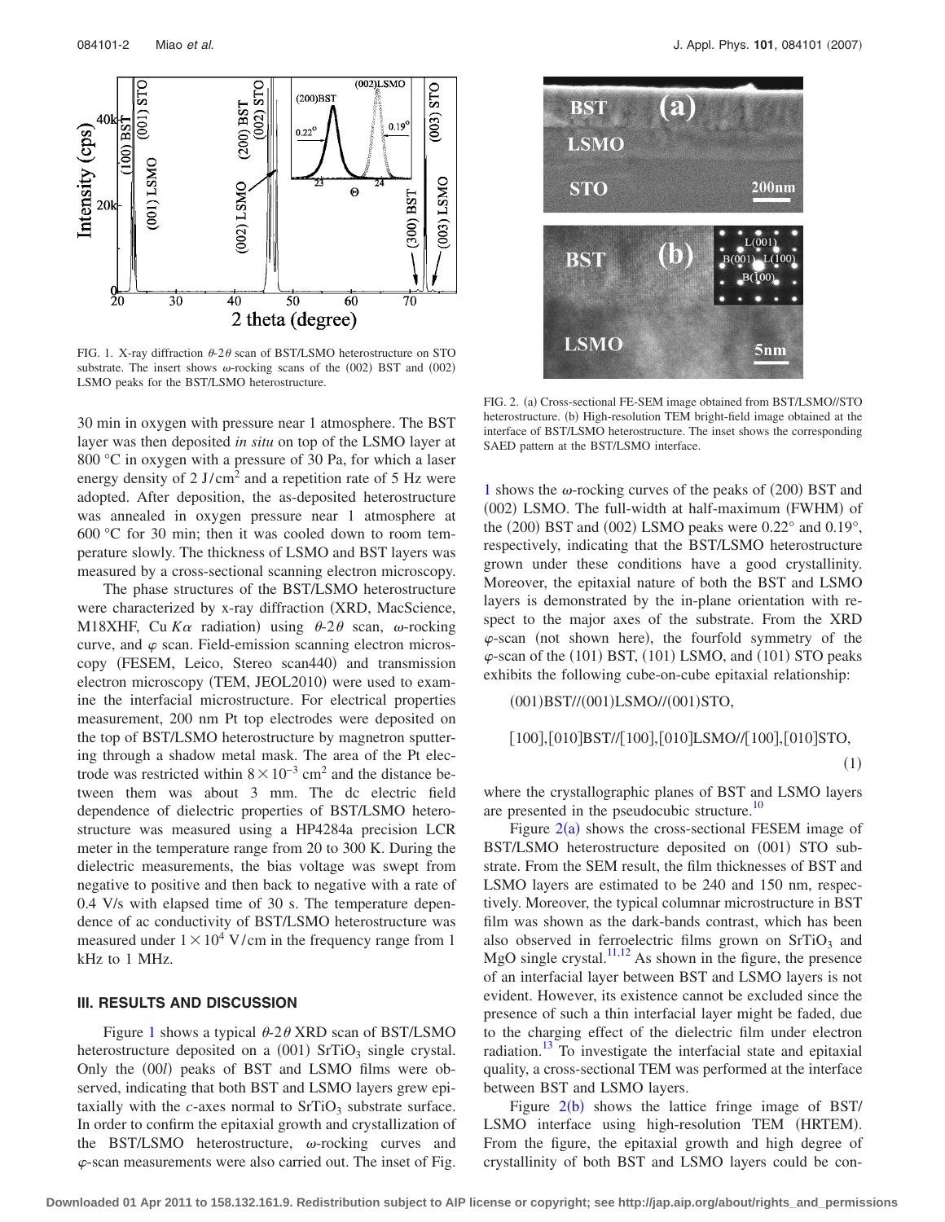FIG. 1. X-ray diffraction $\theta$-$2\theta$ scan of BST/LSMO heterostructure on STO substrate. The insert shows $\omega$-rocking scans of the (002) BST and (002) LSMO peaks for the BST/LSMO heterostructure.

FIG. 2. (a) Cross-sectional FE-SEM image obtained from BST/LSMO//STO heterostructure. (b) High-resolution TEM bright-field image obtained at the interface of BST/LSMO heterostructure. The inset shows the corresponding SAED pattern at the BST/LSMO interface.

30 min in oxygen with pressure near 1 atmosphere. The BST layer was then deposited *in situ* on top of the LSMO layer at 800 °C in oxygen with a pressure of 30 Pa, for which a laser energy density of 2 J/cm$^2$ and a repetition rate of 5 Hz were adopted. After deposition, the as-deposited heterostructure was annealed in oxygen pressure near 1 atmosphere at 600 °C for 30 min; then it was cooled down to room temperature slowly. The thickness of LSMO and BST layers was measured by a cross-sectional scanning electron microscopy.

The phase structures of the BST/LSMO heterostructure were characterized by x-ray diffraction (XRD, MacScience, M18XHF, Cu $K\alpha$ radiation) using $\theta$-$2\theta$ scan, $\omega$-rocking curve, and $\varphi$ scan. Field-emission scanning electron microscopy (FESEM, Leico, Stereo scan440) and transmission electron microscopy (TEM, JEOL2010) were used to examine the interfacial microstructure. For electrical properties measurement, 200 nm Pt top electrodes were deposited on the top of BST/LSMO heterostructure by magnetron sputtering through a shadow metal mask. The area of the Pt electrode was restricted within $8\times10^{-3}$ cm$^2$ and the distance between them was about 3 mm. The dc electric field dependence of dielectric properties of BST/LSMO heterostructure was measured using a HP4284a precision LCR meter in the temperature range from 20 to 300 K. During the dielectric measurements, the bias voltage was swept from negative to positive and then back to negative with a rate of 0.4 V/s with elapsed time of 30 s. The temperature dependence of ac conductivity of BST/LSMO heterostructure was measured under $1\times10^4$ V/cm in the frequency range from 1 kHz to 1 MHz.

## III. RESULTS AND DISCUSSION

Figure 1 shows a typical $\theta$-$2\theta$ XRD scan of BST/LSMO heterostructure deposited on a (001) $SrTiO_3$ single crystal. Only the $(00l)$ peaks of BST and LSMO films were observed, indicating that both BST and LSMO layers grew epitaxially with the $c$-axes normal to $SrTiO_3$ substrate surface. In order to confirm the epitaxial growth and crystallization of the BST/LSMO heterostructure, $\omega$-rocking curves and $\varphi$-scan measurements were also carried out. The inset of Fig. 1 shows the $\omega$-rocking curves of the peaks of (200) BST and (002) LSMO. The full-width at half-maximum (FWHM) of the (200) BST and (002) LSMO peaks were 0.22° and 0.19°, respectively, indicating that the BST/LSMO heterostructure grown under these conditions have a good crystallinity. Moreover, the epitaxial nature of both the BST and LSMO layers is demonstrated by the in-plane orientation with respect to the major axes of the substrate. From the XRD $\varphi$-scan (not shown here), the fourfold symmetry of the $\varphi$-scan of the (101) BST, (101) LSMO, and (101) STO peaks exhibits the following cube-on-cube epitaxial relationship:

$$(001)\text{BST}//(001)\text{LSMO}//(001)\text{STO},$$

$$[100],[010]\text{BST}//[100],[010]\text{LSMO}//[100],[010]\text{STO}, \quad (1)$$

where the crystallographic planes of BST and LSMO layers are presented in the pseudocubic structure.[10]

Figure 2(a) shows the cross-sectional FESEM image of BST/LSMO heterostructure deposited on (001) STO substrate. From the SEM result, the film thicknesses of BST and LSMO layers are estimated to be 240 and 150 nm, respectively. Moreover, the typical columnar microstructure in BST film was shown as the dark-bands contrast, which has been also observed in ferroelectric films grown on $SrTiO_3$ and MgO single crystal.[11,12] As shown in the figure, the presence of an interfacial layer between BST and LSMO layers is not evident. However, its existence cannot be excluded since the presence of such a thin interfacial layer might be faded, due to the charging effect of the dielectric film under electron radiation.[13] To investigate the interfacial state and epitaxial quality, a cross-sectional TEM was performed at the interface between BST and LSMO layers.

Figure 2(b) shows the lattice fringe image of BST/LSMO interface using high-resolution TEM (HRTEM). From the figure, the epitaxial growth and high degree of crystallinity of both BST and LSMO layers could be con-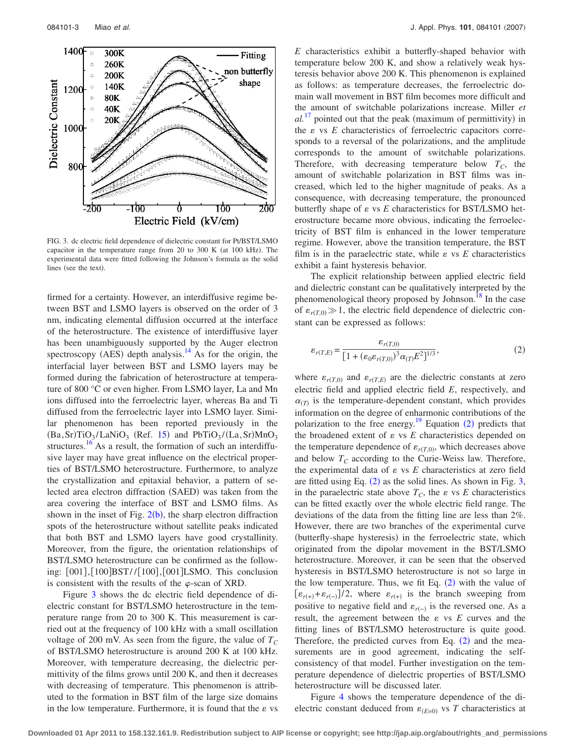FIG. 3. dc electric field dependence of dielectric constant for Pt/BST/LSMO capacitor in the temperature range from 20 to 300 K (at 100 kHz). The experimental data were fitted following the Johnson's formula as the solid lines (see the text).

firmed for a certainty. However, an interdiffusive regime between BST and LSMO layers is observed on the order of 3 nm, indicating elemental diffusion occurred at the interface of the heterostructure. The existence of interdiffusive layer has been unambiguously supported by the Auger electron spectroscopy (AES) depth analysis.[14] As for the origin, the interfacial layer between BST and LSMO layers may be formed during the fabrication of heterostructure at temperature of 800 °C or even higher. From LSMO layer, La and Mn ions diffused into the ferroelectric layer, whereas Ba and Ti diffused from the ferroelectric layer into LSMO layer. Similar phenomenon has been reported previously in the $(Ba,Sr)TiO_3/LaNiO_3$ (Ref. 15) and $PbTiO_3/(La,Sr)MnO_3$ structures.[16] As a result, the formation of such an interdiffusive layer may have great influence on the electrical properties of BST/LSMO heterostructure. Furthermore, to analyze the crystallization and epitaxial behavior, a pattern of selected area electron diffraction (SAED) was taken from the area covering the interface of BST and LSMO films. As shown in the inset of Fig. 2(b), the sharp electron diffraction spots of the heterostructure without satellite peaks indicated that both BST and LSMO layers have good crystallinity. Moreover, from the figure, the orientation relationships of BST/LSMO heterostructure can be confirmed as the following: [001],[100]BST//[100],[001]LSMO. This conclusion is consistent with the results of the $\varphi$-scan of XRD.

Figure 3 shows the dc electric field dependence of dielectric constant for BST/LSMO heterostructure in the temperature range from 20 to 300 K. This measurement is carried out at the frequency of 100 kHz with a small oscillation voltage of 200 mV. As seen from the figure, the value of $T_C$ of BST/LSMO heterostructure is around 200 K at 100 kHz. Moreover, with temperature decreasing, the dielectric permittivity of the films grows until 200 K, and then it decreases with decreasing of temperature. This phenomenon is attributed to the formation in BST film of the large size domains in the low temperature. Furthermore, it is found that the $\varepsilon$ vs $E$ characteristics exhibit a butterfly-shaped behavior with temperature below 200 K, and show a relatively weak hysteresis behavior above 200 K. This phenomenon is explained as follows: as temperature decreases, the ferroelectric domain wall movement in BST film becomes more difficult and the amount of switchable polarizations increase. Miller *et al.*[17] pointed out that the peak (maximum of permittivity) in the $\varepsilon$ vs $E$ characteristics of ferroelectric capacitors corresponds to a reversal of the polarizations, and the amplitude corresponds to the amount of switchable polarizations. Therefore, with decreasing temperature below $T_C$, the amount of switchable polarization in BST films was increased, which led to the higher magnitude of peaks. As a consequence, with decreasing temperature, the pronounced butterfly shape of $\varepsilon$ vs $E$ characteristics for BST/LSMO heterostructure became more obvious, indicating the ferroelectricity of BST film is enhanced in the lower temperature regime. However, above the transition temperature, the BST film is in the paraelectric state, while $\varepsilon$ vs $E$ characteristics exhibit a faint hysteresis behavior.

The explicit relationship between applied electric field and dielectric constant can be qualitatively interpreted by the phenomenological theory proposed by Johnson.[18] In the case of $\varepsilon_{r(T,0)} \gg 1$, the electric field dependence of dielectric constant can be expressed as follows:

$$\varepsilon_{r(T,E)} = \frac{\varepsilon_{r(T,0)}}{[1 + (\varepsilon_0 \varepsilon_{r(T,0)})^3 \alpha_{(T)} E^2]^{1/3}}, \tag{2}$$

where $\varepsilon_{r(T,0)}$ and $\varepsilon_{r(T,E)}$ are the dielectric constants at zero electric field and applied electric field $E$, respectively, and $\alpha_{(T)}$ is the temperature-dependent constant, which provides information on the degree of enharmonic contributions of the polarization to the free energy.[19] Equation (2) predicts that the broadened extent of $\varepsilon$ vs $E$ characteristics depended on the temperature dependence of $\varepsilon_{r(T,0)}$, which decreases above and below $T_C$ according to the Curie-Weiss law. Therefore, the experimental data of $\varepsilon$ vs $E$ characteristics at zero field are fitted using Eq. (2) as the solid lines. As shown in Fig. 3, in the paraelectric state above $T_C$, the $\varepsilon$ vs $E$ characteristics can be fitted exactly over the whole electric field range. The deviations of the data from the fitting line are less than 2%. However, there are two branches of the experimental curve (butterfly-shape hysteresis) in the ferroelectric state, which originated from the dipolar movement in the BST/LSMO heterostructure. Moreover, it can be seen that the observed hysteresis in BST/LSMO heterostructure is not so large in the low temperature. Thus, we fit Eq. (2) with the value of $[\varepsilon_{r(+)} + \varepsilon_{r(-)}]/2$, where $\varepsilon_{r(+)}$ is the branch sweeping from positive to negative field and $\varepsilon_{r(-)}$ is the reversed one. As a result, the agreement between the $\varepsilon$ vs $E$ curves and the fitting lines of BST/LSMO heterostructure is quite good. Therefore, the predicted curves from Eq. (2) and the measurements are in good agreement, indicating the self-consistency of that model. Further investigation on the temperature dependence of dielectric properties of BST/LSMO heterostructure will be discussed later.

Figure 4 shows the temperature dependence of the dielectric constant deduced from $\varepsilon_{(E=0)}$ vs $T$ characteristics at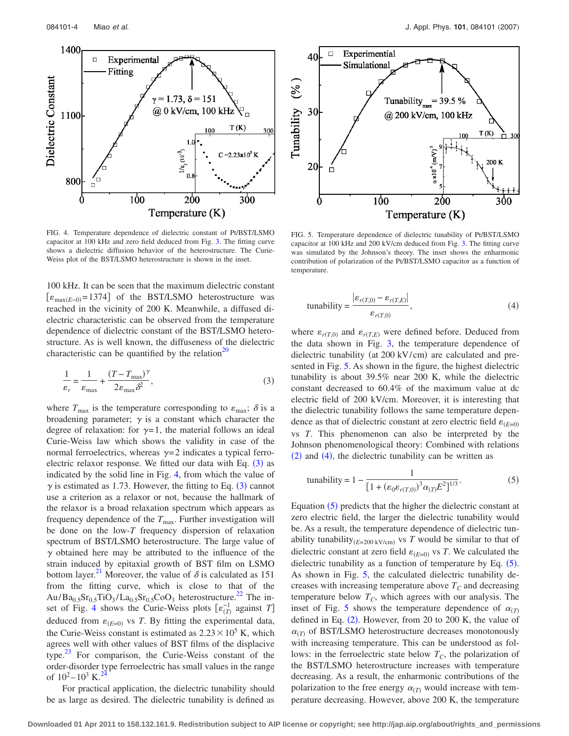FIG. 4. Temperature dependence of dielectric constant of Pt/BST/LSMO capacitor at 100 kHz and zero field deduced from Fig. 3. The fitting curve shows a dielectric diffusion behavior of the heterostructure. The Curie-Weiss plot of the BST/LSMO heterostructure is shown in the inset.

100 kHz. It can be seen that the maximum dielectric constant $[\varepsilon_{\max(E=0)}=1374]$ of the BST/LSMO heterostructure was reached in the vicinity of 200 K. Meanwhile, a diffused dielectric characteristic can be observed from the temperature dependence of dielectric constant of the BST/LSMO heterostructure. As is well known, the diffuseness of the dielectric characteristic can be quantified by the relation[20]

$$\frac{1}{\varepsilon_r} = \frac{1}{\varepsilon_{\max}} + \frac{(T - T_{\max})^{\gamma}}{2\varepsilon_{\max}\delta^2}, \tag{3}$$

where $T_{\max}$ is the temperature corresponding to $\varepsilon_{\max}$; $\delta$ is a broadening parameter; $\gamma$ is a constant which character the degree of relaxation: for $\gamma=1$, the material follows an ideal Curie-Weiss law which shows the validity in case of the normal ferroelectrics, whereas $\gamma=2$ indicates a typical ferroelectric relaxor response. We fitted our data with Eq. (3) as indicated by the solid line in Fig. 4, from which the value of $\gamma$ is estimated as 1.73. However, the fitting to Eq. (3) cannot use a criterion as a relaxor or not, because the hallmark of the relaxor is a broad relaxation spectrum which appears as frequency dependence of the $T_{\max}$. Further investigation will be done on the low-$T$ frequency dispersion of relaxation spectrum of BST/LSMO heterostructure. The large value of $\gamma$ obtained here may be attributed to the influence of the strain induced by epitaxial growth of BST film on LSMO bottom layer.[21] Moreover, the value of $\delta$ is calculated as 151 from the fitting curve, which is close to that of the $Au/Ba_{0.5}Sr_{0.5}TiO_3/La_{0.5}Sr_{0.5}CoO_3$ heterostructure.[22] The inset of Fig. 4 shows the Curie-Weiss plots $[\varepsilon_{(T)}^{-1}$ against $T]$ deduced from $\varepsilon_{(E=0)}$ vs $T$. By fitting the experimental data, the Curie-Weiss constant is estimated as $2.23\times10^5$ K, which agrees well with other values of BST films of the displacive type.[23] For comparison, the Curie-Weiss constant of the order-disorder type ferroelectric has small values in the range of $10^2$–$10^3$ K.[24]

For practical application, the dielectric tunability should be as large as desired. The dielectric tunability is defined as

FIG. 5. Temperature dependence of dielectric tunability of Pt/BST/LSMO capacitor at 100 kHz and 200 kV/cm deduced from Fig. 3. The fitting curve was simulated by the Johnson's theory. The inset shows the enharmonic contribution of polarization of the Pt/BST/LSMO capacitor as a function of temperature.

$$\text{tunability} = \frac{|\varepsilon_{r(T,0)} - \varepsilon_{r(T,E)}|}{\varepsilon_{r(T,0)}}, \tag{4}$$

where $\varepsilon_{r(T,0)}$ and $\varepsilon_{r(T,E)}$ were defined before. Deduced from the data shown in Fig. 3, the temperature dependence of dielectric tunability (at 200 kV/cm) are calculated and presented in Fig. 5. As shown in the figure, the highest dielectric tunability is about 39.5% near 200 K, while the dielectric constant decreased to 60.4% of the maximum value at dc electric field of 200 kV/cm. Moreover, it is interesting that the dielectric tunability follows the same temperature dependence as that of dielectric constant at zero electric field $\varepsilon_{(E=0)}$ vs $T$. This phenomenon can also be interpreted by the Johnson phenomenological theory: Combined with relations (2) and (4), the dielectric tunability can be written as

$$\text{tunability} = 1 - \frac{1}{[1 + (\varepsilon_0\varepsilon_{r(T,0)})^3\alpha_{(T)}E^2]^{1/3}}. \tag{5}$$

Equation (5) predicts that the higher the dielectric constant at zero electric field, the larger the dielectric tunability would be. As a result, the temperature dependence of dielectric tunability $\text{tunability}_{(E=200\text{ kV/cm})}$ vs $T$ would be similar to that of dielectric constant at zero field $\varepsilon_{(E=0)}$ vs $T$. We calculated the dielectric tunability as a function of temperature by Eq. (5). As shown in Fig. 5, the calculated dielectric tunability decreases with increasing temperature above $T_C$ and decreasing temperature below $T_C$, which agrees with our analysis. The inset of Fig. 5 shows the temperature dependence of $\alpha_{(T)}$ defined in Eq. (2). However, from 20 to 200 K, the value of $\alpha_{(T)}$ of BST/LSMO heterostructure decreases monotonously with increasing temperature. This can be understood as follows: in the ferroelectric state below $T_C$, the polarization of the BST/LSMO heterostructure increases with temperature decreasing. As a result, the enharmonic contributions of the polarization to the free energy $\alpha_{(T)}$ would increase with temperature decreasing. However, above 200 K, the temperature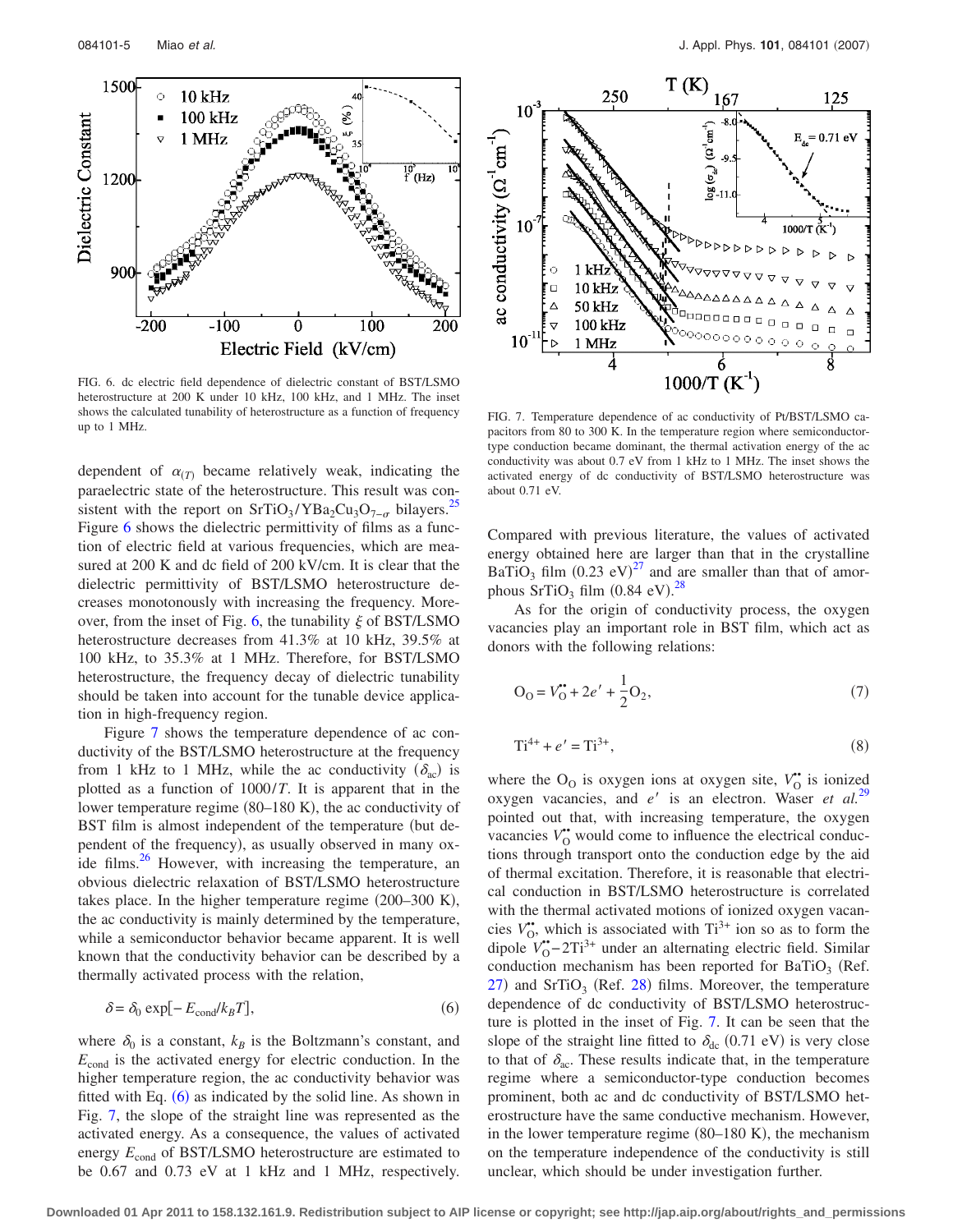FIG. 6. dc electric field dependence of dielectric constant of BST/LSMO heterostructure at 200 K under 10 kHz, 100 kHz, and 1 MHz. The inset shows the calculated tunability of heterostructure as a function of frequency up to 1 MHz.

FIG. 7. Temperature dependence of ac conductivity of Pt/BST/LSMO capacitors from 80 to 300 K. In the temperature region where semiconductor-type conduction became dominant, the thermal activation energy of the ac conductivity was about 0.7 eV from 1 kHz to 1 MHz. The inset shows the activated energy of dc conductivity of BST/LSMO heterostructure was about 0.71 eV.

dependent of $\alpha_{(T)}$ became relatively weak, indicating the paraelectric state of the heterostructure. This result was consistent with the report on $SrTiO_3/YBa_2Cu_3O_{7-\sigma}$ bilayers.[25] Figure 6 shows the dielectric permittivity of films as a function of electric field at various frequencies, which are measured at 200 K and dc field of 200 kV/cm. It is clear that the dielectric permittivity of BST/LSMO heterostructure decreases monotonously with increasing the frequency. Moreover, from the inset of Fig. 6, the tunability $\xi$ of BST/LSMO heterostructure decreases from 41.3% at 10 kHz, 39.5% at 100 kHz, to 35.3% at 1 MHz. Therefore, for BST/LSMO heterostructure, the frequency decay of dielectric tunability should be taken into account for the tunable device application in high-frequency region.

Figure 7 shows the temperature dependence of ac conductivity of the BST/LSMO heterostructure at the frequency from 1 kHz to 1 MHz, while the ac conductivity ($\delta_{ac}$) is plotted as a function of $1000/T$. It is apparent that in the lower temperature regime (80–180 K), the ac conductivity of BST film is almost independent of the temperature (but dependent of the frequency), as usually observed in many oxide films.[26] However, with increasing the temperature, an obvious dielectric relaxation of BST/LSMO heterostructure takes place. In the higher temperature regime (200–300 K), the ac conductivity is mainly determined by the temperature, while a semiconductor behavior became apparent. It is well known that the conductivity behavior can be described by a thermally activated process with the relation,

$$\delta = \delta_0 \exp[-E_{\mathrm{cond}}/k_B T], \tag{6}$$

where $\delta_0$ is a constant, $k_B$ is the Boltzmann's constant, and $E_{\mathrm{cond}}$ is the activated energy for electric conduction. In the higher temperature region, the ac conductivity behavior was fitted with Eq. (6) as indicated by the solid line. As shown in Fig. 7, the slope of the straight line was represented as the activated energy. As a consequence, the values of activated energy $E_{\mathrm{cond}}$ of BST/LSMO heterostructure are estimated to be 0.67 and 0.73 eV at 1 kHz and 1 MHz, respectively. Compared with previous literature, the values of activated energy obtained here are larger than that in the crystalline $BaTiO_3$ film (0.23 eV)[27] and are smaller than that of amorphous $SrTiO_3$ film (0.84 eV).[28]

As for the origin of conductivity process, the oxygen vacancies play an important role in BST film, which act as donors with the following relations:

$$\mathrm{O_O} = V_{\mathrm{O}}^{\bullet\bullet} + 2e' + \frac{1}{2}\mathrm{O_2}, \tag{7}$$

$$\mathrm{Ti^{4+}} + e' = \mathrm{Ti^{3+}}, \tag{8}$$

where the $O_O$ is oxygen ions at oxygen site, $V_{\mathrm{O}}^{\bullet\bullet}$ is ionized oxygen vacancies, and $e'$ is an electron. Waser *et al.*[29] pointed out that, with increasing temperature, the oxygen vacancies $V_{\mathrm{O}}^{\bullet\bullet}$ would come to influence the electrical conductions through transport onto the conduction edge by the aid of thermal excitation. Therefore, it is reasonable that electrical conduction in BST/LSMO heterostructure is correlated with the thermal activated motions of ionized oxygen vacancies $V_{\mathrm{O}}^{\bullet\bullet}$, which is associated with $Ti^{3+}$ ion so as to form the dipole $V_{\mathrm{O}}^{\bullet\bullet}-2\mathrm{Ti^{3+}}$ under an alternating electric field. Similar conduction mechanism has been reported for $BaTiO_3$ (Ref. 27) and $SrTiO_3$ (Ref. 28) films. Moreover, the temperature dependence of dc conductivity of BST/LSMO heterostructure is plotted in the inset of Fig. 7. It can be seen that the slope of the straight line fitted to $\delta_{dc}$ (0.71 eV) is very close to that of $\delta_{ac}$. These results indicate that, in the temperature regime where a semiconductor-type conduction becomes prominent, both ac and dc conductivity of BST/LSMO heterostructure have the same conductive mechanism. However, in the lower temperature regime (80–180 K), the mechanism on the temperature independence of the conductivity is still unclear, which should be under investigation further.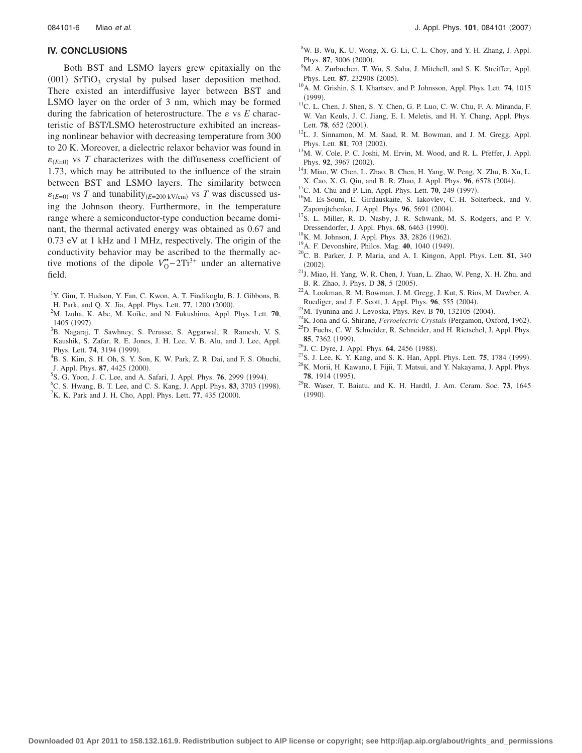## IV. CONCLUSIONS

Both BST and LSMO layers grew epitaxially on the (001) $SrTiO_3$ crystal by pulsed laser deposition method. There existed an interdiffusive layer between BST and LSMO layer on the order of 3 nm, which may be formed during the fabrication of heterostructure. The $\varepsilon$ vs $E$ characteristic of BST/LSMO heterostructure exhibited an increasing nonlinear behavior with decreasing temperature from 300 to 20 K. Moreover, a dielectric relaxor behavior was found in $\varepsilon_{(E=0)}$ vs $T$ characterizes with the diffuseness coefficient of 1.73, which may be attributed to the influence of the strain between BST and LSMO layers. The similarity between $\varepsilon_{(E=0)}$ vs $T$ and tunability$_{(E=200\ \mathrm{kV/cm})}$ vs $T$ was discussed using the Johnson theory. Furthermore, in the temperature range where a semiconductor-type conduction became dominant, the thermal activated energy was obtained as 0.67 and 0.73 eV at 1 kHz and 1 MHz, respectively. The origin of the conductivity behavior may be ascribed to the thermally active motions of the dipole $V_O^{\bullet\bullet}-2Ti^{3+}$ under an alternative field.

[1] Y. Gim, T. Hudson, Y. Fan, C. Kwon, A. T. Findikoglu, B. J. Gibbons, B. H. Park, and Q. X. Jia, Appl. Phys. Lett. **77**, 1200 (2000).

[2] M. Izuha, K. Abe, M. Koike, and N. Fukushima, Appl. Phys. Lett. **70**, 1405 (1997).

[3] B. Nagaraj, T. Sawhney, S. Perusse, S. Aggarwal, R. Ramesh, V. S. Kaushik, S. Zafar, R. E. Jones, J. H. Lee, V. B. Alu, and J. Lee, Appl. Phys. Lett. **74**, 3194 (1999).

[4] B. S. Kim, S. H. Oh, S. Y. Son, K. W. Park, Z. R. Dai, and F. S. Ohuchi, J. Appl. Phys. **87**, 4425 (2000).

[5] S. G. Yoon, J. C. Lee, and A. Safari, J. Appl. Phys. **76**, 2999 (1994).

[6] C. S. Hwang, B. T. Lee, and C. S. Kang, J. Appl. Phys. **83**, 3703 (1998).

[7] K. K. Park and J. H. Cho, Appl. Phys. Lett. **77**, 435 (2000).

[8] W. B. Wu, K. U. Wong, X. G. Li, C. L. Choy, and Y. H. Zhang, J. Appl. Phys. **87**, 3006 (2000).

[9] M. A. Zurbuchen, T. Wu, S. Saha, J. Mitchell, and S. K. Streiffer, Appl. Phys. Lett. **87**, 232908 (2005).

[10] A. M. Grishin, S. I. Khartsev, and P. Johnsson, Appl. Phys. Lett. **74**, 1015 (1999).

[11] C. L. Chen, J. Shen, S. Y. Chen, G. P. Luo, C. W. Chu, F. A. Miranda, F. W. Van Keuls, J. C. Jiang, E. I. Meletis, and H. Y. Chang, Appl. Phys. Lett. **78**, 652 (2001).

[12] L. J. Sinnamon, M. M. Saad, R. M. Bowman, and J. M. Gregg, Appl. Phys. Lett. **81**, 703 (2002).

[13] M. W. Cole, P. C. Joshi, M. Ervin, M. Wood, and R. L. Pfeffer, J. Appl. Phys. **92**, 3967 (2002).

[14] J. Miao, W. Chen, L. Zhao, B. Chen, H. Yang, W. Peng, X. Zhu, B. Xu, L. X. Cao, X. G. Qiu, and B. R. Zhao, J. Appl. Phys. **96**, 6578 (2004).

[15] C. M. Chu and P. Lin, Appl. Phys. Lett. **70**, 249 (1997).

[16] M. Es-Souni, E. Girdauskaite, S. Iakovlev, C.-H. Solterbeck, and V. Zaporojtchenko, J. Appl. Phys. **96**, 5691 (2004).

[17] S. L. Miller, R. D. Nasby, J. R. Schwank, M. S. Rodgers, and P. V. Dressendorfer, J. Appl. Phys. **68**, 6463 (1990).

[18] K. M. Johnson, J. Appl. Phys. **33**, 2826 (1962).

[19] A. F. Devonshire, Philos. Mag. **40**, 1040 (1949).

[20] C. B. Parker, J. P. Maria, and A. I. Kingon, Appl. Phys. Lett. **81**, 340 (2002).

[21] J. Miao, H. Yang, W. R. Chen, J. Yuan, L. Zhao, W. Peng, X. H. Zhu, and B. R. Zhao, J. Phys. D **38**, 5 (2005).

[22] A. Lookman, R. M. Bowman, J. M. Gregg, J. Kut, S. Rios, M. Dawber, A. Ruediger, and J. F. Scott, J. Appl. Phys. **96**, 555 (2004).

[23] M. Tyunina and J. Levoska, Phys. Rev. B **70**, 132105 (2004).

[24] K. Jona and G. Shirane, *Ferroelectric Crystals* (Pergamon, Oxford, 1962).

[25] D. Fuchs, C. W. Schneider, R. Schneider, and H. Rietschel, J. Appl. Phys. **85**, 7362 (1999).

[26] J. C. Dyre, J. Appl. Phys. **64**, 2456 (1988).

[27] S. J. Lee, K. Y. Kang, and S. K. Han, Appl. Phys. Lett. **75**, 1784 (1999).

[28] K. Morii, H. Kawano, I. Fijii, T. Matsui, and Y. Nakayama, J. Appl. Phys. **78**, 1914 (1995).

[29] R. Waser, T. Baiatu, and K. H. Hardtl, J. Am. Ceram. Soc. **73**, 1645 (1990).